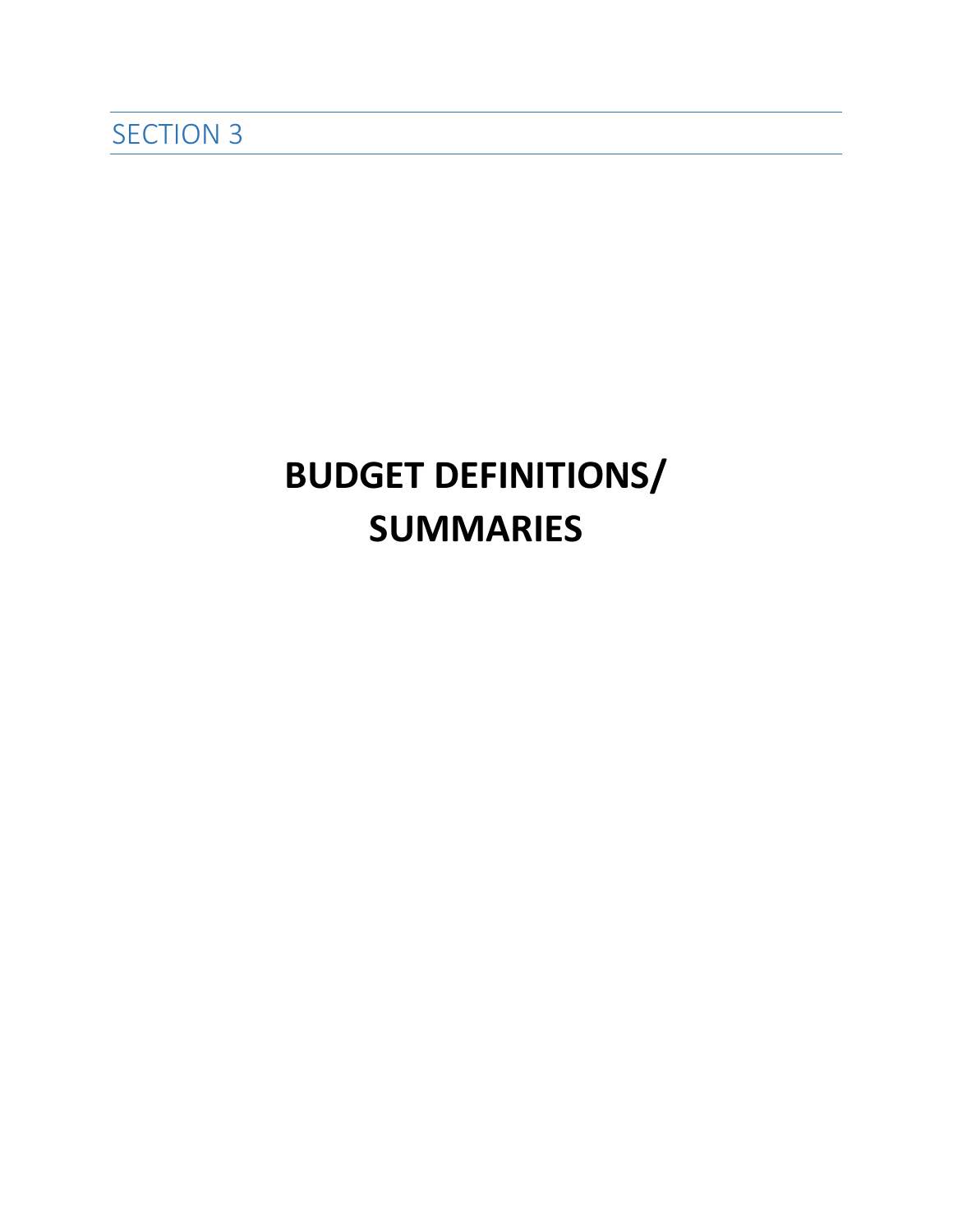SECTION 3

# BUDGET DEFINITIONS/ SUMMARIES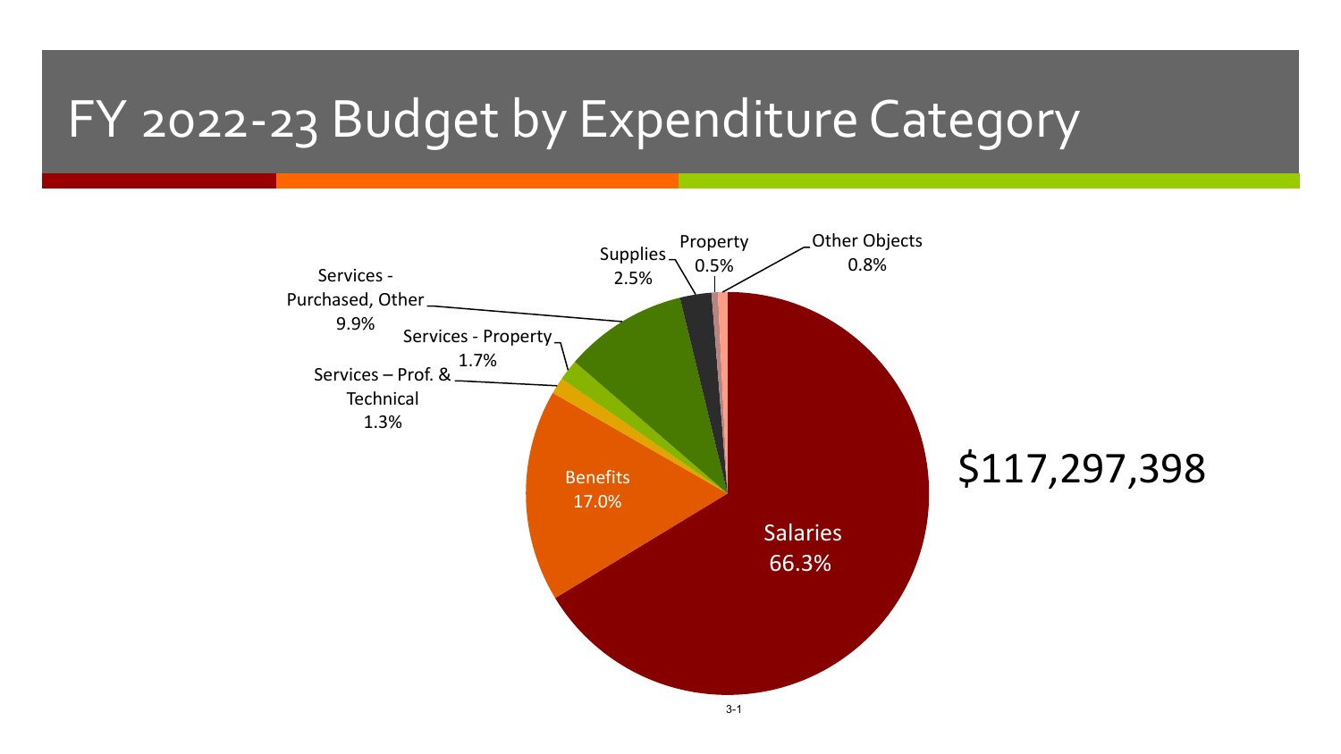# FY 2022-23 Budget by Expenditure Category

$117,297,398

| Expenditure Category | Percentage |
| --- | --- |
| Salaries | 66.3% |
| Benefits | 17.0% |
| Services – Prof. & Technical | 1.3% |
| Services - Property | 1.7% |
| Services - Purchased, Other | 9.9% |
| Supplies | 2.5% |
| Property | 0.5% |
| Other Objects | 0.8% |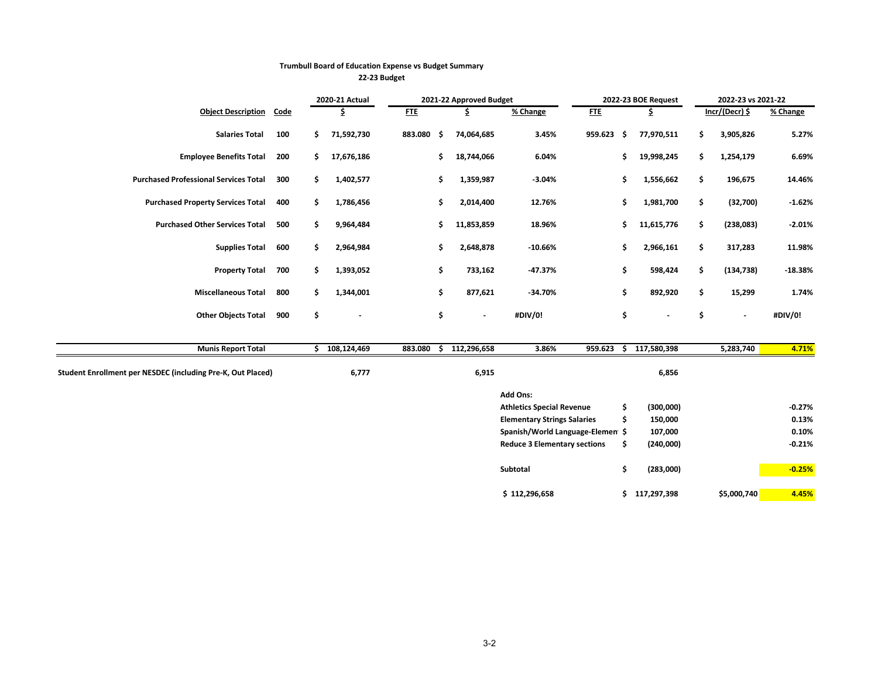**Trumbull Board of Education Expense vs Budget Summary**
**22-23 Budget**

| Object Description | Code | 2020-21 Actual | 2021-22 Approved Budget | | | 2022-23 BOE Request | | 2022-23 vs 2021-22 | |
|---|---|---|---|---|---|---|---|---|---|
| | | $ | FTE | $ | % Change | FTE | $ | Incr/(Decr) $ | % Change |
| Salaries Total | 100 | $ 71,592,730 | 883.080 | $ 74,064,685 | 3.45% | 959.623 | $ 77,970,511 | $ 3,905,826 | 5.27% |
| Employee Benefits Total | 200 | $ 17,676,186 | | $ 18,744,066 | 6.04% | | $ 19,998,245 | $ 1,254,179 | 6.69% |
| Purchased Professional Services Total | 300 | $ 1,402,577 | | $ 1,359,987 | -3.04% | | $ 1,556,662 | $ 196,675 | 14.46% |
| Purchased Property Services Total | 400 | $ 1,786,456 | | $ 2,014,400 | 12.76% | | $ 1,981,700 | $ (32,700) | -1.62% |
| Purchased Other Services Total | 500 | $ 9,964,484 | | $ 11,853,859 | 18.96% | | $ 11,615,776 | $ (238,083) | -2.01% |
| Supplies Total | 600 | $ 2,964,984 | | $ 2,648,878 | -10.66% | | $ 2,966,161 | $ 317,283 | 11.98% |
| Property Total | 700 | $ 1,393,052 | | $ 733,162 | -47.37% | | $ 598,424 | $ (134,738) | -18.38% |
| Miscellaneous Total | 800 | $ 1,344,001 | | $ 877,621 | -34.70% | | $ 892,920 | $ 15,299 | 1.74% |
| Other Objects Total | 900 | $ - | | $ - | #DIV/0! | | $ - | $ - | #DIV/0! |
| Munis Report Total | | $ 108,124,469 | 883.080 | $ 112,296,658 | 3.86% | 959.623 | $ 117,580,398 | 5,283,740 | 4.71% |
| Student Enrollment per NESDEC (including Pre-K, Out Placed) | | 6,777 | | 6,915 | | | 6,856 | | |

| Add Ons: | | | |
|---|---|---|---|
| Athletics Special Revenue | $ (300,000) | | -0.27% |
| Elementary Strings Salaries | $ 150,000 | | 0.13% |
| Spanish/World Language-Elemen | $ 107,000 | | 0.10% |
| Reduce 3 Elementary sections | $ (240,000) | | -0.21% |
| Subtotal | $ (283,000) | | -0.25% |
| $ 112,296,658 | $ 117,297,398 | $5,000,740 | 4.45% |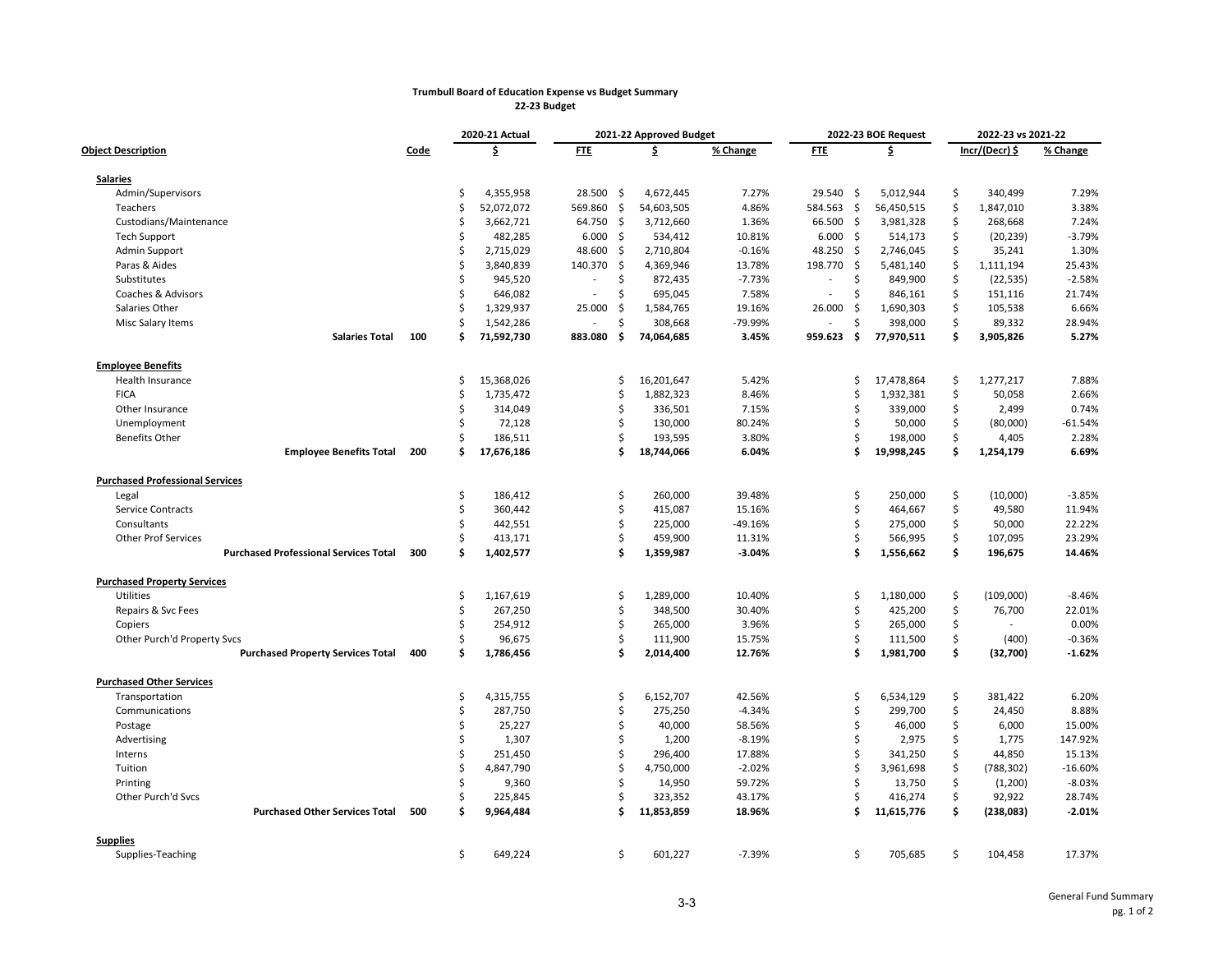**Trumbull Board of Education Expense vs Budget Summary**
**22-23 Budget**

| Object Description | Code | 2020-21 Actual | 2021-22 Approved Budget | | | 2022-23 BOE Request | | 2022-23 vs 2021-22 | |
|---|---|---|---|---|---|---|---|---|---|
| | | $ | FTE | $ | % Change | FTE | $ | Incr/(Decr) $ | % Change |
| **Salaries** | | | | | | | | | |
| Admin/Supervisors | | $ 4,355,958 | 28.500 | $ 4,672,445 | 7.27% | 29.540 | $ 5,012,944 | $ 340,499 | 7.29% |
| Teachers | | $ 52,072,072 | 569.860 | $ 54,603,505 | 4.86% | 584.563 | $ 56,450,515 | $ 1,847,010 | 3.38% |
| Custodians/Maintenance | | $ 3,662,721 | 64.750 | $ 3,712,660 | 1.36% | 66.500 | $ 3,981,328 | $ 268,668 | 7.24% |
| Tech Support | | $ 482,285 | 6.000 | $ 534,412 | 10.81% | 6.000 | $ 514,173 | $ (20,239) | -3.79% |
| Admin Support | | $ 2,715,029 | 48.600 | $ 2,710,804 | -0.16% | 48.250 | $ 2,746,045 | $ 35,241 | 1.30% |
| Paras & Aides | | $ 3,840,839 | 140.370 | $ 4,369,946 | 13.78% | 198.770 | $ 5,481,140 | $ 1,111,194 | 25.43% |
| Substitutes | | $ 945,520 | - | $ 872,435 | -7.73% | - | $ 849,900 | $ (22,535) | -2.58% |
| Coaches & Advisors | | $ 646,082 | - | $ 695,045 | 7.58% | - | $ 846,161 | $ 151,116 | 21.74% |
| Salaries Other | | $ 1,329,937 | 25.000 | $ 1,584,765 | 19.16% | 26.000 | $ 1,690,303 | $ 105,538 | 6.66% |
| Misc Salary Items | | $ 1,542,286 | - | $ 308,668 | -79.99% | - | $ 398,000 | $ 89,332 | 28.94% |
| **Salaries Total** | **100** | **$ 71,592,730** | **883.080** | **$ 74,064,685** | **3.45%** | **959.623** | **$ 77,970,511** | **$ 3,905,826** | **5.27%** |
| **Employee Benefits** | | | | | | | | | |
| Health Insurance | | $ 15,368,026 | | $ 16,201,647 | 5.42% | | $ 17,478,864 | $ 1,277,217 | 7.88% |
| FICA | | $ 1,735,472 | | $ 1,882,323 | 8.46% | | $ 1,932,381 | $ 50,058 | 2.66% |
| Other Insurance | | $ 314,049 | | $ 336,501 | 7.15% | | $ 339,000 | $ 2,499 | 0.74% |
| Unemployment | | $ 72,128 | | $ 130,000 | 80.24% | | $ 50,000 | $ (80,000) | -61.54% |
| Benefits Other | | $ 186,511 | | $ 193,595 | 3.80% | | $ 198,000 | $ 4,405 | 2.28% |
| **Employee Benefits Total** | **200** | **$ 17,676,186** | | **$ 18,744,066** | **6.04%** | | **$ 19,998,245** | **$ 1,254,179** | **6.69%** |
| **Purchased Professional Services** | | | | | | | | | |
| Legal | | $ 186,412 | | $ 260,000 | 39.48% | | $ 250,000 | $ (10,000) | -3.85% |
| Service Contracts | | $ 360,442 | | $ 415,087 | 15.16% | | $ 464,667 | $ 49,580 | 11.94% |
| Consultants | | $ 442,551 | | $ 225,000 | -49.16% | | $ 275,000 | $ 50,000 | 22.22% |
| Other Prof Services | | $ 413,171 | | $ 459,900 | 11.31% | | $ 566,995 | $ 107,095 | 23.29% |
| **Purchased Professional Services Total** | **300** | **$ 1,402,577** | | **$ 1,359,987** | **-3.04%** | | **$ 1,556,662** | **$ 196,675** | **14.46%** |
| **Purchased Property Services** | | | | | | | | | |
| Utilities | | $ 1,167,619 | | $ 1,289,000 | 10.40% | | $ 1,180,000 | $ (109,000) | -8.46% |
| Repairs & Svc Fees | | $ 267,250 | | $ 348,500 | 30.40% | | $ 425,200 | $ 76,700 | 22.01% |
| Copiers | | $ 254,912 | | $ 265,000 | 3.96% | | $ 265,000 | $ - | 0.00% |
| Other Purch'd Property Svcs | | $ 96,675 | | $ 111,900 | 15.75% | | $ 111,500 | $ (400) | -0.36% |
| **Purchased Property Services Total** | **400** | **$ 1,786,456** | | **$ 2,014,400** | **12.76%** | | **$ 1,981,700** | **$ (32,700)** | **-1.62%** |
| **Purchased Other Services** | | | | | | | | | |
| Transportation | | $ 4,315,755 | | $ 6,152,707 | 42.56% | | $ 6,534,129 | $ 381,422 | 6.20% |
| Communications | | $ 287,750 | | $ 275,250 | -4.34% | | $ 299,700 | $ 24,450 | 8.88% |
| Postage | | $ 25,227 | | $ 40,000 | 58.56% | | $ 46,000 | $ 6,000 | 15.00% |
| Advertising | | $ 1,307 | | $ 1,200 | -8.19% | | $ 2,975 | $ 1,775 | 147.92% |
| Interns | | $ 251,450 | | $ 296,400 | 17.88% | | $ 341,250 | $ 44,850 | 15.13% |
| Tuition | | $ 4,847,790 | | $ 4,750,000 | -2.02% | | $ 3,961,698 | $ (788,302) | -16.60% |
| Printing | | $ 9,360 | | $ 14,950 | 59.72% | | $ 13,750 | $ (1,200) | -8.03% |
| Other Purch'd Svcs | | $ 225,845 | | $ 323,352 | 43.17% | | $ 416,274 | $ 92,922 | 28.74% |
| **Purchased Other Services Total** | **500** | **$ 9,964,484** | | **$ 11,853,859** | **18.96%** | | **$ 11,615,776** | **$ (238,083)** | **-2.01%** |
| **Supplies** | | | | | | | | | |
| Supplies-Teaching | | $ 649,224 | | $ 601,227 | -7.39% | | $ 705,685 | $ 104,458 | 17.37% |

General Fund Summary
pg. 1 of 2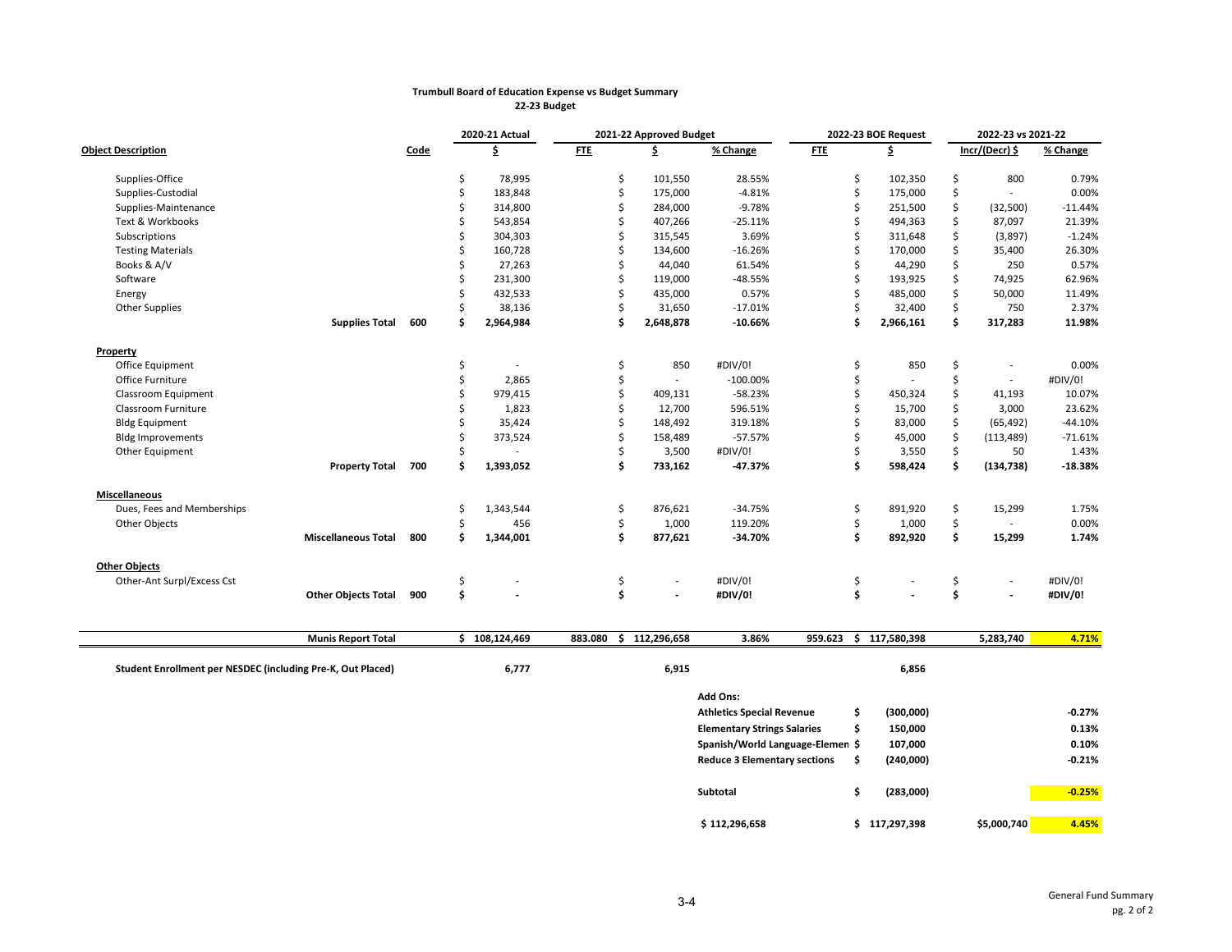**Trumbull Board of Education Expense vs Budget Summary**
**22-23 Budget**

| Object Description | Code | 2020-21 Actual $ | 2021-22 Approved Budget FTE | 2021-22 Approved Budget $ | 2021-22 % Change | 2022-23 BOE Request FTE | 2022-23 BOE Request $ | 2022-23 vs 2021-22 Incr/(Decr) $ | 2022-23 vs 2021-22 % Change |
|---|---|---|---|---|---|---|---|---|---|
| Supplies-Office | | $ 78,995 | | $ 101,550 | 28.55% | | $ 102,350 | $ 800 | 0.79% |
| Supplies-Custodial | | $ 183,848 | | $ 175,000 | -4.81% | | $ 175,000 | $ - | 0.00% |
| Supplies-Maintenance | | $ 314,800 | | $ 284,000 | -9.78% | | $ 251,500 | $ (32,500) | -11.44% |
| Text & Workbooks | | $ 543,854 | | $ 407,266 | -25.11% | | $ 494,363 | $ 87,097 | 21.39% |
| Subscriptions | | $ 304,303 | | $ 315,545 | 3.69% | | $ 311,648 | $ (3,897) | -1.24% |
| Testing Materials | | $ 160,728 | | $ 134,600 | -16.26% | | $ 170,000 | $ 35,400 | 26.30% |
| Books & A/V | | $ 27,263 | | $ 44,040 | 61.54% | | $ 44,290 | $ 250 | 0.57% |
| Software | | $ 231,300 | | $ 119,000 | -48.55% | | $ 193,925 | $ 74,925 | 62.96% |
| Energy | | $ 432,533 | | $ 435,000 | 0.57% | | $ 485,000 | $ 50,000 | 11.49% |
| Other Supplies | | $ 38,136 | | $ 31,650 | -17.01% | | $ 32,400 | $ 750 | 2.37% |
| **Supplies Total** | **600** | **$ 2,964,984** | | **$ 2,648,878** | **-10.66%** | | **$ 2,966,161** | **$ 317,283** | **11.98%** |
| **Property** | | | | | | | | | |
| Office Equipment | | $ - | | $ 850 | #DIV/0! | | $ 850 | $ - | 0.00% |
| Office Furniture | | $ 2,865 | | $ - | -100.00% | | $ - | $ - | #DIV/0! |
| Classroom Equipment | | $ 979,415 | | $ 409,131 | -58.23% | | $ 450,324 | $ 41,193 | 10.07% |
| Classroom Furniture | | $ 1,823 | | $ 12,700 | 596.51% | | $ 15,700 | $ 3,000 | 23.62% |
| Bldg Equipment | | $ 35,424 | | $ 148,492 | 319.18% | | $ 83,000 | $ (65,492) | -44.10% |
| Bldg Improvements | | $ 373,524 | | $ 158,489 | -57.57% | | $ 45,000 | $ (113,489) | -71.61% |
| Other Equipment | | $ - | | $ 3,500 | #DIV/0! | | $ 3,550 | $ 50 | 1.43% |
| **Property Total** | **700** | **$ 1,393,052** | | **$ 733,162** | **-47.37%** | | **$ 598,424** | **$ (134,738)** | **-18.38%** |
| **Miscellaneous** | | | | | | | | | |
| Dues, Fees and Memberships | | $ 1,343,544 | | $ 876,621 | -34.75% | | $ 891,920 | $ 15,299 | 1.75% |
| Other Objects | | $ 456 | | $ 1,000 | 119.20% | | $ 1,000 | $ - | 0.00% |
| **Miscellaneous Total** | **800** | **$ 1,344,001** | | **$ 877,621** | **-34.70%** | | **$ 892,920** | **$ 15,299** | **1.74%** |
| **Other Objects** | | | | | | | | | |
| Other-Ant Surpl/Excess Cst | | $ - | | $ - | #DIV/0! | | $ - | $ - | #DIV/0! |
| **Other Objects Total** | **900** | **$ -** | | **$ -** | **#DIV/0!** | | **$ -** | **$ -** | **#DIV/0!** |
| **Munis Report Total** | | **$ 108,124,469** | **883.080** | **$ 112,296,658** | **3.86%** | **959.623** | **$ 117,580,398** | **5,283,740** | **4.71%** |
| **Student Enrollment per NESDEC (including Pre-K, Out Placed)** | | **6,777** | | **6,915** | | | **6,856** | | |

| | | | |
|---|---|---|---|
| **Add Ons:** | | | |
| **Athletics Special Revenue** | **$ (300,000)** | | **-0.27%** |
| **Elementary Strings Salaries** | **$ 150,000** | | **0.13%** |
| **Spanish/World Language-Elemen** | **$ 107,000** | | **0.10%** |
| **Reduce 3 Elementary sections** | **$ (240,000)** | | **-0.21%** |
| **Subtotal** | **$ (283,000)** | | **-0.25%** |
| **$ 112,296,658** | **$ 117,297,398** | **$5,000,740** | **4.45%** |

General Fund Summary